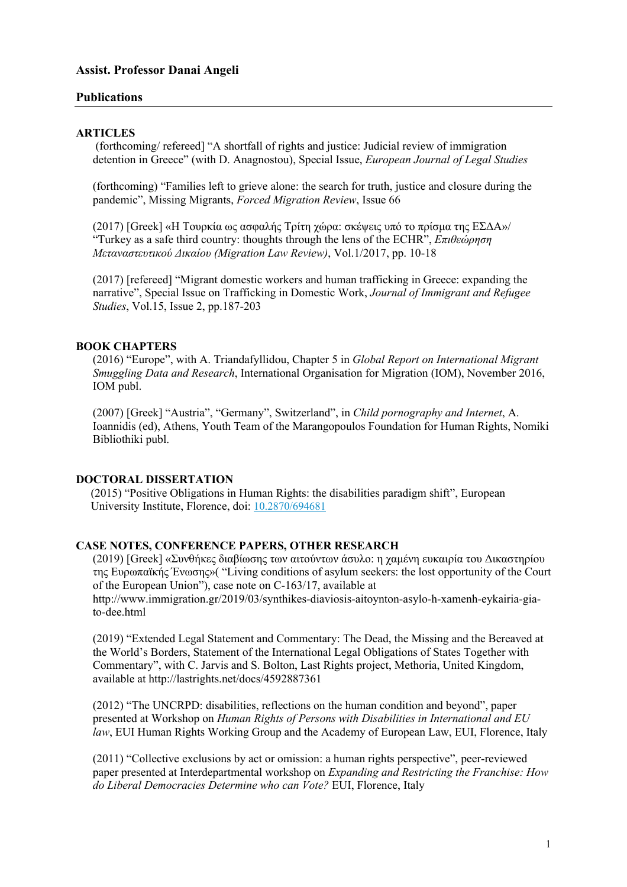**Assist. Professor Danai Angeli**

## Publications

### ARTICLES

(forthcoming/ refereed] "A shortfall of rights and justice: Judicial review of immigration detention in Greece" (with D. Anagnostou), Special Issue, *European Journal of Legal Studies*

(forthcoming) "Families left to grieve alone: the search for truth, justice and closure during the pandemic", Missing Migrants, *Forced Migration Review*, Issue 66

(2017) [Greek] «Η Τουρκία ως ασφαλής Τρίτη χώρα: σκέψεις υπό το πρίσμα της ΕΣΔΑ»/ "Turkey as a safe third country: thoughts through the lens of the ECHR", *Επιθεώρηση Μεταναστευτικού Δικαίου (Migration Law Review)*, Vol.1/2017, pp. 10-18

(2017) [refereed] "Migrant domestic workers and human trafficking in Greece: expanding the narrative", Special Issue on Trafficking in Domestic Work, *Journal of Immigrant and Refugee Studies*, Vol.15, Issue 2, pp.187-203

### BOOK CHAPTERS

(2016) "Europe", with A. Triandafyllidou, Chapter 5 in *Global Report on International Migrant Smuggling Data and Research*, International Organisation for Migration (IOM), November 2016, IOM publ.

(2007) [Greek] "Austria", "Germany", Switzerland", in *Child pornography and Internet*, A. Ioannidis (ed), Athens, Youth Team of the Marangopoulos Foundation for Human Rights, Nomiki Bibliothiki publ.

### DOCTORAL DISSERTATION

(2015) "Positive Obligations in Human Rights: the disabilities paradigm shift", European University Institute, Florence, doi: 10.2870/694681

### CASE NOTES, CONFERENCE PAPERS, OTHER RESEARCH

(2019) [Greek] «Συνθήκες διαβίωσης των αιτούντων άσυλο: η χαμένη ευκαιρία του Δικαστηρίου της Ευρωπαϊκής Ένωσης»( "Living conditions of asylum seekers: the lost opportunity of the Court of the European Union"), case note on C-163/17, available at http://www.immigration.gr/2019/03/synthikes-diaviosis-aitoynton-asylo-h-xamenh-eykairia-gia-to-dee.html

(2019) "Extended Legal Statement and Commentary: The Dead, the Missing and the Bereaved at the World's Borders, Statement of the International Legal Obligations of States Together with Commentary", with C. Jarvis and S. Bolton, Last Rights project, Methoria, United Kingdom, available at http://lastrights.net/docs/4592887361

(2012) "The UNCRPD: disabilities, reflections on the human condition and beyond", paper presented at Workshop on *Human Rights of Persons with Disabilities in International and EU law*, EUI Human Rights Working Group and the Academy of European Law, EUI, Florence, Italy

(2011) "Collective exclusions by act or omission: a human rights perspective", peer-reviewed paper presented at Interdepartmental workshop on *Expanding and Restricting the Franchise: How do Liberal Democracies Determine who can Vote?* EUI, Florence, Italy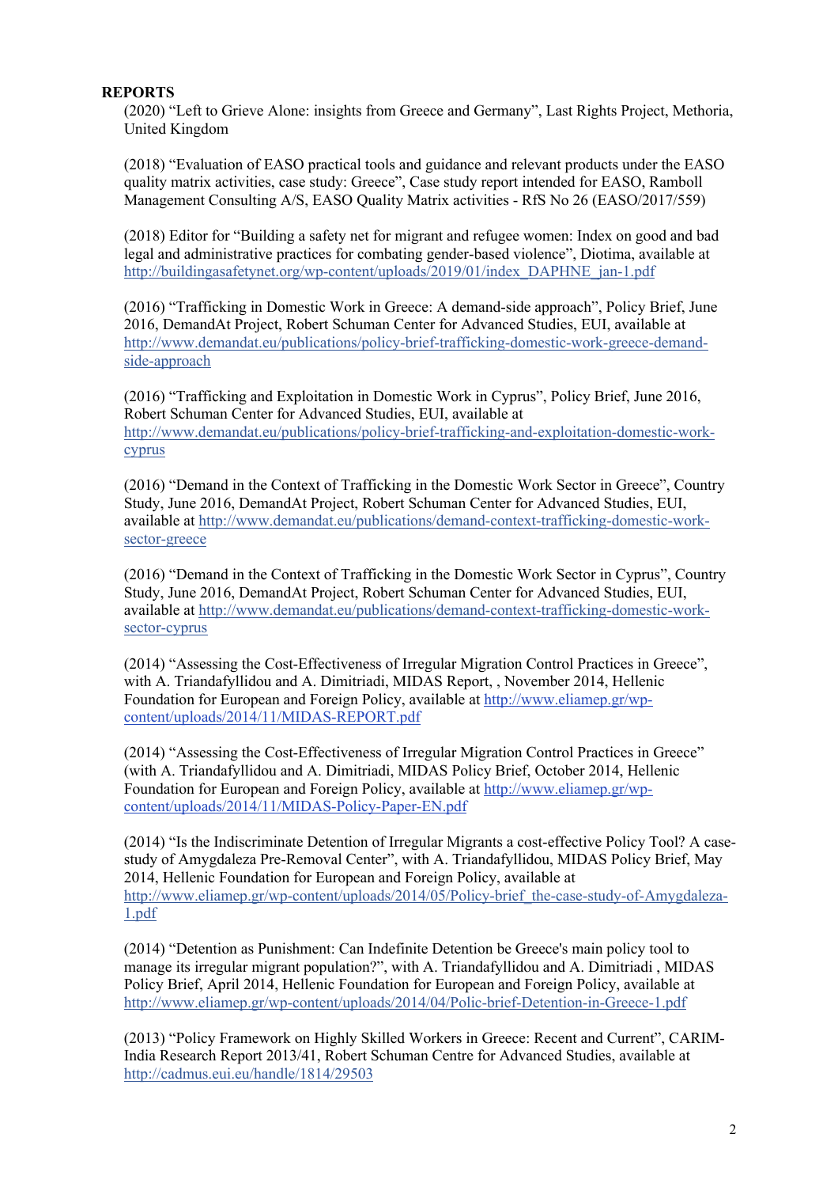**REPORTS**

(2020) "Left to Grieve Alone: insights from Greece and Germany", Last Rights Project, Methoria, United Kingdom

(2018) "Evaluation of EASO practical tools and guidance and relevant products under the EASO quality matrix activities, case study: Greece", Case study report intended for EASO, Ramboll Management Consulting A/S, EASO Quality Matrix activities - RfS No 26 (EASO/2017/559)

(2018) Editor for "Building a safety net for migrant and refugee women: Index on good and bad legal and administrative practices for combating gender-based violence", Diotima, available at http://buildingasafetynet.org/wp-content/uploads/2019/01/index_DAPHNE_jan-1.pdf

(2016) "Trafficking in Domestic Work in Greece: A demand-side approach", Policy Brief, June 2016, DemandAt Project, Robert Schuman Center for Advanced Studies, EUI, available at http://www.demandat.eu/publications/policy-brief-trafficking-domestic-work-greece-demand-side-approach

(2016) "Trafficking and Exploitation in Domestic Work in Cyprus", Policy Brief, June 2016, Robert Schuman Center for Advanced Studies, EUI, available at http://www.demandat.eu/publications/policy-brief-trafficking-and-exploitation-domestic-work-cyprus

(2016) "Demand in the Context of Trafficking in the Domestic Work Sector in Greece", Country Study, June 2016, DemandAt Project, Robert Schuman Center for Advanced Studies, EUI, available at http://www.demandat.eu/publications/demand-context-trafficking-domestic-work-sector-greece

(2016) "Demand in the Context of Trafficking in the Domestic Work Sector in Cyprus", Country Study, June 2016, DemandAt Project, Robert Schuman Center for Advanced Studies, EUI, available at http://www.demandat.eu/publications/demand-context-trafficking-domestic-work-sector-cyprus

(2014) "Assessing the Cost-Effectiveness of Irregular Migration Control Practices in Greece", with A. Triandafyllidou and A. Dimitriadi, MIDAS Report, , November 2014, Hellenic Foundation for European and Foreign Policy, available at http://www.eliamep.gr/wp-content/uploads/2014/11/MIDAS-REPORT.pdf

(2014) "Assessing the Cost-Effectiveness of Irregular Migration Control Practices in Greece" (with A. Triandafyllidou and A. Dimitriadi, MIDAS Policy Brief, October 2014, Hellenic Foundation for European and Foreign Policy, available at http://www.eliamep.gr/wp-content/uploads/2014/11/MIDAS-Policy-Paper-EN.pdf

(2014) "Is the Indiscriminate Detention of Irregular Migrants a cost-effective Policy Tool? A case-study of Amygdaleza Pre-Removal Center", with A. Triandafyllidou, MIDAS Policy Brief, May 2014, Hellenic Foundation for European and Foreign Policy, available at http://www.eliamep.gr/wp-content/uploads/2014/05/Policy-brief_the-case-study-of-Amygdaleza-1.pdf

(2014) "Detention as Punishment: Can Indefinite Detention be Greece's main policy tool to manage its irregular migrant population?", with A. Triandafyllidou and A. Dimitriadi , MIDAS Policy Brief, April 2014, Hellenic Foundation for European and Foreign Policy, available at http://www.eliamep.gr/wp-content/uploads/2014/04/Polic-brief-Detention-in-Greece-1.pdf

(2013) "Policy Framework on Highly Skilled Workers in Greece: Recent and Current", CARIM-India Research Report 2013/41, Robert Schuman Centre for Advanced Studies, available at http://cadmus.eui.eu/handle/1814/29503